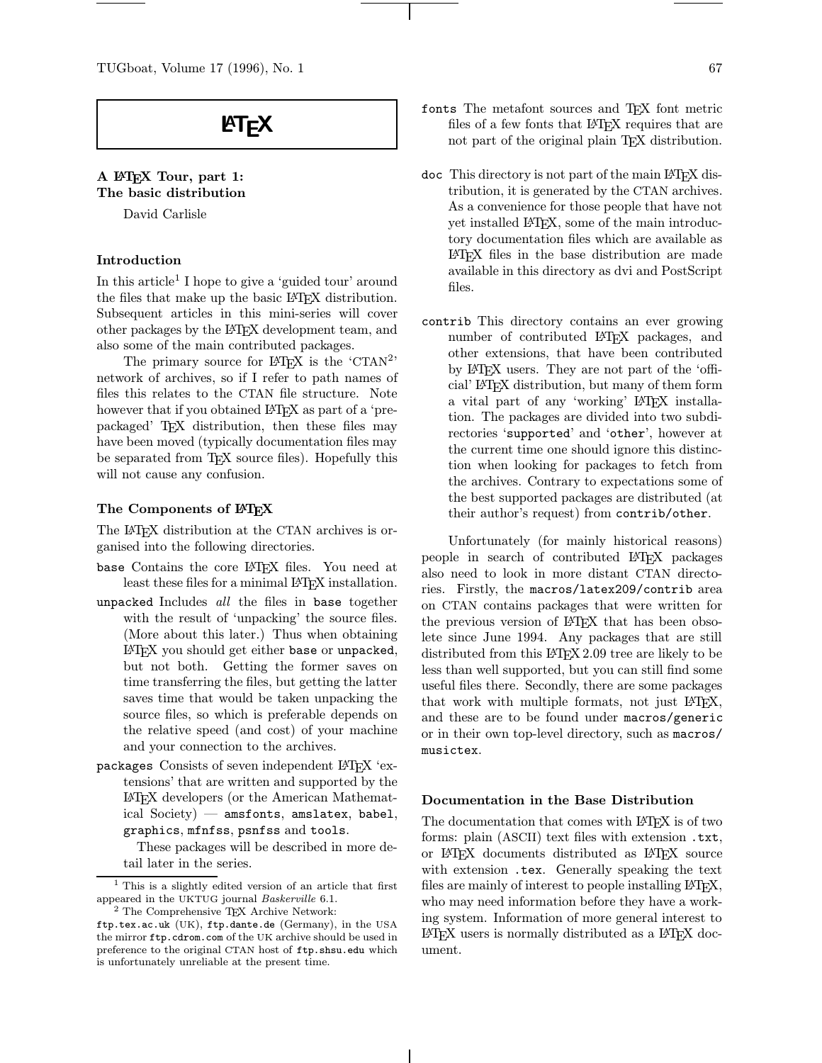# LaTeX

## A LaTeX Tour, part 1: The basic distribution

David Carlisle

### Introduction

In this article[1] I hope to give a 'guided tour' around the files that make up the basic LaTeX distribution. Subsequent articles in this mini-series will cover other packages by the LaTeX development team, and also some of the main contributed packages.

The primary source for LaTeX is the 'CTAN[2]' network of archives, so if I refer to path names of files this relates to the CTAN file structure. Note however that if you obtained LaTeX as part of a 'prepackaged' TeX distribution, then these files may have been moved (typically documentation files may be separated from TeX source files). Hopefully this will not cause any confusion.

### The Components of LaTeX

The LaTeX distribution at the CTAN archives is organised into the following directories.

- `base` Contains the core LaTeX files. You need at least these files for a minimal LaTeX installation.
- `unpacked` Includes *all* the files in `base` together with the result of 'unpacking' the source files. (More about this later.) Thus when obtaining LaTeX you should get either `base` or `unpacked`, but not both. Getting the former saves on time transferring the files, but getting the latter saves time that would be taken unpacking the source files, so which is preferable depends on the relative speed (and cost) of your machine and your connection to the archives.
- `packages` Consists of seven independent LaTeX 'extensions' that are written and supported by the LaTeX developers (or the American Mathematical Society) — `amsfonts`, `amslatex`, `babel`, `graphics`, `mfnfss`, `psnfss` and `tools`.

  These packages will be described in more detail later in the series.
- `fonts` The metafont sources and TeX font metric files of a few fonts that LaTeX requires that are not part of the original plain TeX distribution.
- `doc` This directory is not part of the main LaTeX distribution, it is generated by the CTAN archives. As a convenience for those people that have not yet installed LaTeX, some of the main introductory documentation files which are available as LaTeX files in the base distribution are made available in this directory as dvi and PostScript files.
- `contrib` This directory contains an ever growing number of contributed LaTeX packages, and other extensions, that have been contributed by LaTeX users. They are not part of the 'official' LaTeX distribution, but many of them form a vital part of any 'working' LaTeX installation. The packages are divided into two subdirectories '`supported`' and '`other`', however at the current time one should ignore this distinction when looking for packages to fetch from the archives. Contrary to expectations some of the best supported packages are distributed (at their author's request) from `contrib/other`.

Unfortunately (for mainly historical reasons) people in search of contributed LaTeX packages also need to look in more distant CTAN directories. Firstly, the `macros/latex209/contrib` area on CTAN contains packages that were written for the previous version of LaTeX that has been obsolete since June 1994. Any packages that are still distributed from this LaTeX 2.09 tree are likely to be less than well supported, but you can still find some useful files there. Secondly, there are some packages that work with multiple formats, not just LaTeX, and these are to be found under `macros/generic` or in their own top-level directory, such as `macros/musictex`.

### Documentation in the Base Distribution

The documentation that comes with LaTeX is of two forms: plain (ASCII) text files with extension `.txt`, or LaTeX documents distributed as LaTeX source with extension `.tex`. Generally speaking the text files are mainly of interest to people installing LaTeX, who may need information before they have a working system. Information of more general interest to LaTeX users is normally distributed as a LaTeX document.

---

[1] This is a slightly edited version of an article that first appeared in the UKTUG journal *Baskerville* 6.1.

[2] The Comprehensive TeX Archive Network: `ftp.tex.ac.uk` (UK), `ftp.dante.de` (Germany), in the USA the mirror `ftp.cdrom.com` of the UK archive should be used in preference to the original CTAN host of `ftp.shsu.edu` which is unfortunately unreliable at the present time.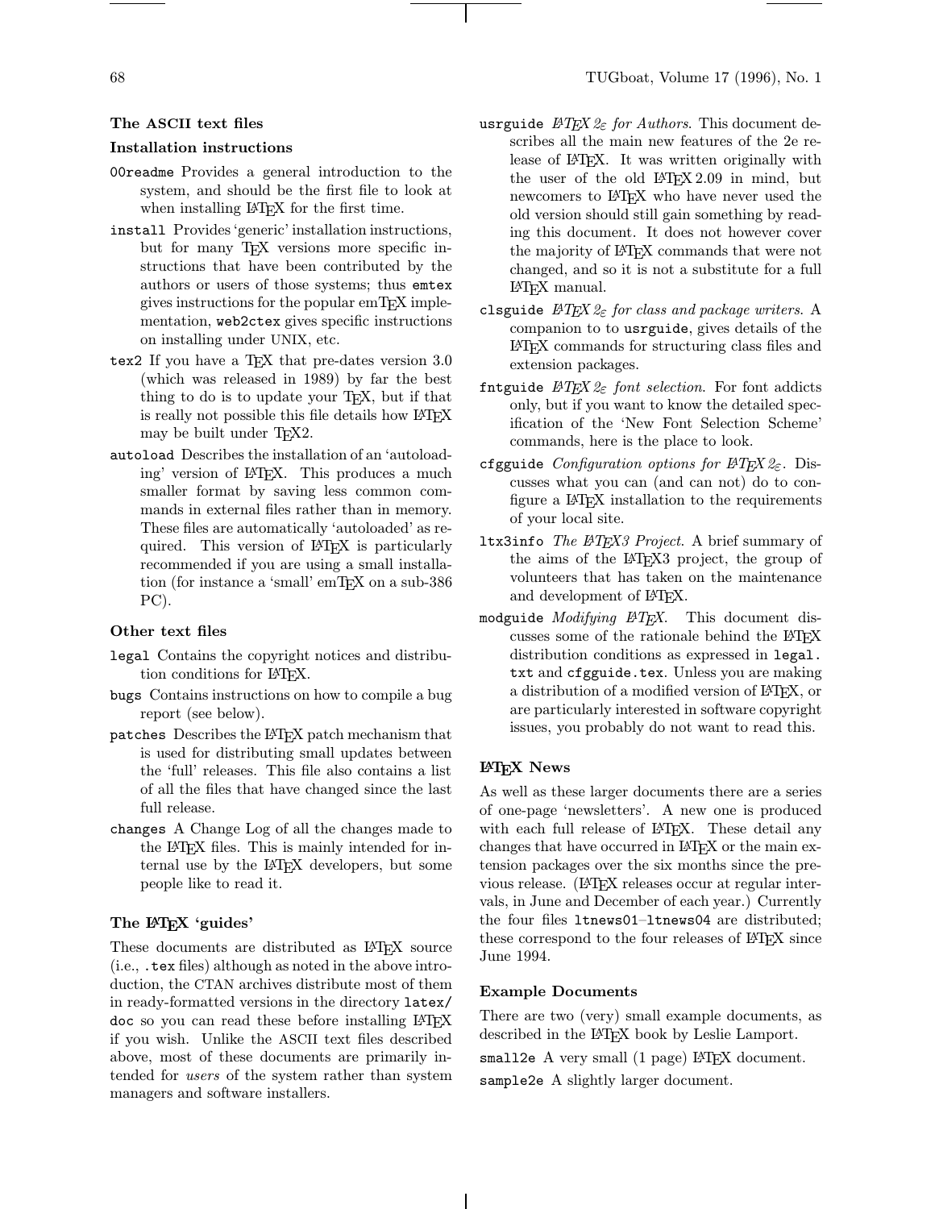### The ASCII text files

#### Installation instructions

`00readme` Provides a general introduction to the system, and should be the first file to look at when installing LaTeX for the first time.

`install` Provides 'generic' installation instructions, but for many TeX versions more specific instructions that have been contributed by the authors or users of those systems; thus `emtex` gives instructions for the popular emTeX implementation, `web2ctex` gives specific instructions on installing under UNIX, etc.

`tex2` If you have a TeX that pre-dates version 3.0 (which was released in 1989) by far the best thing to do is to update your TeX, but if that is really not possible this file details how LaTeX may be built under TeX2.

`autoload` Describes the installation of an 'autoloading' version of LaTeX. This produces a much smaller format by saving less common commands in external files rather than in memory. These files are automatically 'autoloaded' as required. This version of LaTeX is particularly recommended if you are using a small installation (for instance a 'small' emTeX on a sub-386 PC).

#### Other text files

`legal` Contains the copyright notices and distribution conditions for LaTeX.

`bugs` Contains instructions on how to compile a bug report (see below).

`patches` Describes the LaTeX patch mechanism that is used for distributing small updates between the 'full' releases. This file also contains a list of all the files that have changed since the last full release.

`changes` A Change Log of all the changes made to the LaTeX files. This is mainly intended for internal use by the LaTeX developers, but some people like to read it.

### The LaTeX 'guides'

These documents are distributed as LaTeX source (i.e., `.tex` files) although as noted in the above introduction, the CTAN archives distribute most of them in ready-formatted versions in the directory `latex/doc` so you can read these before installing LaTeX if you wish. Unlike the ASCII text files described above, most of these documents are primarily intended for *users* of the system rather than system managers and software installers.

`usrguide` *LaTeX 2ε for Authors.* This document describes all the main new features of the 2e release of LaTeX. It was written originally with the user of the old LaTeX 2.09 in mind, but newcomers to LaTeX who have never used the old version should still gain something by reading this document. It does not however cover the majority of LaTeX commands that were not changed, and so it is not a substitute for a full LaTeX manual.

`clsguide` *LaTeX 2ε for class and package writers.* A companion to to `usrguide`, gives details of the LaTeX commands for structuring class files and extension packages.

`fntguide` *LaTeX 2ε font selection.* For font addicts only, but if you want to know the detailed specification of the 'New Font Selection Scheme' commands, here is the place to look.

`cfgguide` *Configuration options for LaTeX 2ε.* Discusses what you can (and can not) do to configure a LaTeX installation to the requirements of your local site.

`ltx3info` *The LaTeX3 Project.* A brief summary of the aims of the LaTeX3 project, the group of volunteers that has taken on the maintenance and development of LaTeX.

`modguide` *Modifying LaTeX.* This document discusses some of the rationale behind the LaTeX distribution conditions as expressed in `legal.txt` and `cfgguide.tex`. Unless you are making a distribution of a modified version of LaTeX, or are particularly interested in software copyright issues, you probably do not want to read this.

### LaTeX News

As well as these larger documents there are a series of one-page 'newsletters'. A new one is produced with each full release of LaTeX. These detail any changes that have occurred in LaTeX or the main extension packages over the six months since the previous release. (LaTeX releases occur at regular intervals, in June and December of each year.) Currently the four files `ltnews01`–`ltnews04` are distributed; these correspond to the four releases of LaTeX since June 1994.

### Example Documents

There are two (very) small example documents, as described in the LaTeX book by Leslie Lamport.

`small2e` A very small (1 page) LaTeX document.

`sample2e` A slightly larger document.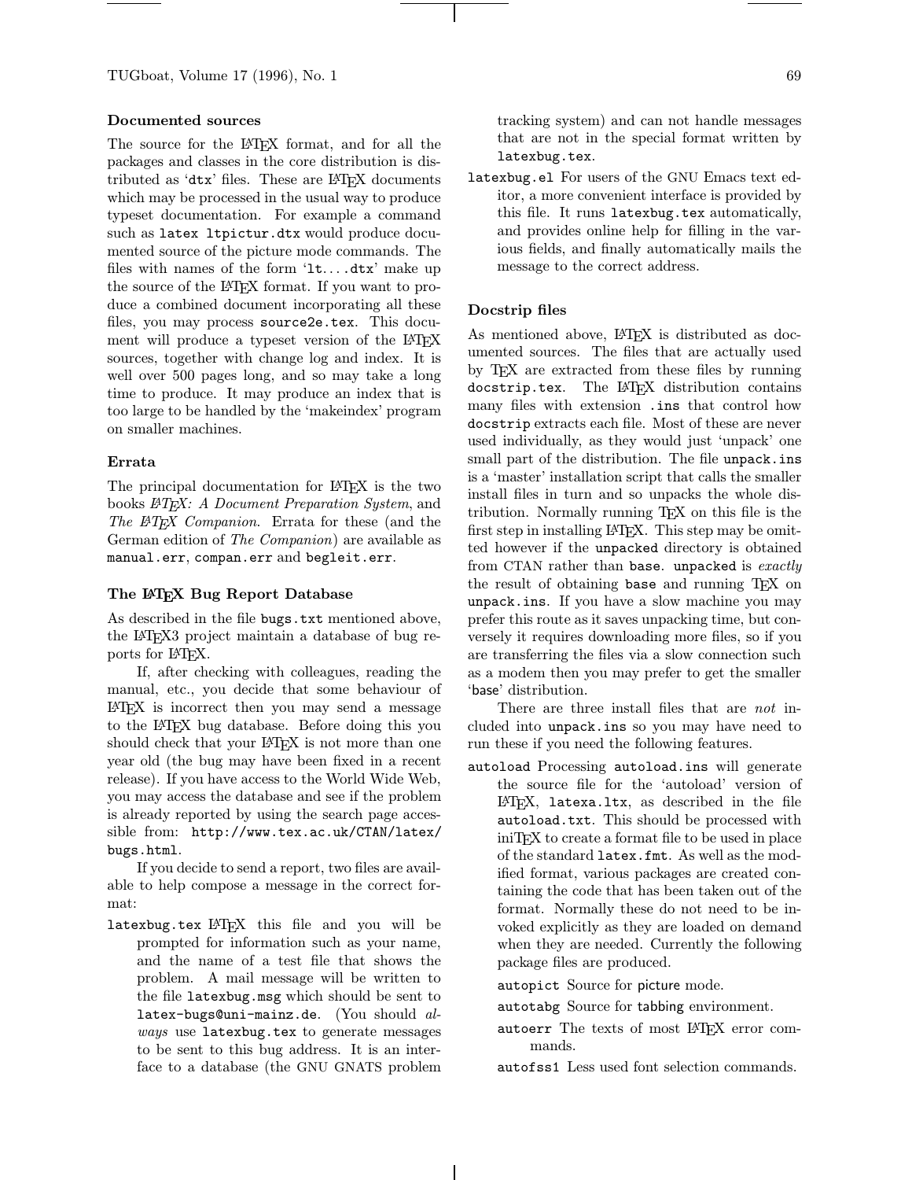### Documented sources

The source for the LaTeX format, and for all the packages and classes in the core distribution is distributed as '`dtx`' files. These are LaTeX documents which may be processed in the usual way to produce typeset documentation. For example a command such as `latex ltpictur.dtx` would produce documented source of the picture mode commands. The files with names of the form '`lt....dtx`' make up the source of the LaTeX format. If you want to produce a combined document incorporating all these files, you may process `source2e.tex`. This document will produce a typeset version of the LaTeX sources, together with change log and index. It is well over 500 pages long, and so may take a long time to produce. It may produce an index that is too large to be handled by the 'makeindex' program on smaller machines.

### Errata

The principal documentation for LaTeX is the two books *LaTeX: A Document Preparation System*, and *The LaTeX Companion*. Errata for these (and the German edition of *The Companion*) are available as `manual.err`, `compan.err` and `begleit.err`.

### The LaTeX Bug Report Database

As described in the file `bugs.txt` mentioned above, the LaTeX3 project maintain a database of bug reports for LaTeX.

If, after checking with colleagues, reading the manual, etc., you decide that some behaviour of LaTeX is incorrect then you may send a message to the LaTeX bug database. Before doing this you should check that your LaTeX is not more than one year old (the bug may have been fixed in a recent release). If you have access to the World Wide Web, you may access the database and see if the problem is already reported by using the search page accessible from: `http://www.tex.ac.uk/CTAN/latex/bugs.html`.

If you decide to send a report, two files are available to help compose a message in the correct format:

`latexbug.tex` LaTeX this file and you will be prompted for information such as your name, and the name of a test file that shows the problem. A mail message will be written to the file `latexbug.msg` which should be sent to `latex-bugs@uni-mainz.de`. (You should *always* use `latexbug.tex` to generate messages to be sent to this bug address. It is an interface to a database (the GNU GNATS problem tracking system) and can not handle messages that are not in the special format written by `latexbug.tex`.

`latexbug.el` For users of the GNU Emacs text editor, a more convenient interface is provided by this file. It runs `latexbug.tex` automatically, and provides online help for filling in the various fields, and finally automatically mails the message to the correct address.

### Docstrip files

As mentioned above, LaTeX is distributed as documented sources. The files that are actually used by TeX are extracted from these files by running `docstrip.tex`. The LaTeX distribution contains many files with extension `.ins` that control how `docstrip` extracts each file. Most of these are never used individually, as they would just 'unpack' one small part of the distribution. The file `unpack.ins` is a 'master' installation script that calls the smaller install files in turn and so unpacks the whole distribution. Normally running TeX on this file is the first step in installing LaTeX. This step may be omitted however if the `unpacked` directory is obtained from CTAN rather than `base`. `unpacked` is *exactly* the result of obtaining `base` and running TeX on `unpack.ins`. If you have a slow machine you may prefer this route as it saves unpacking time, but conversely it requires downloading more files, so if you are transferring the files via a slow connection such as a modem then you may prefer to get the smaller '`base`' distribution.

There are three install files that are *not* included into `unpack.ins` so you may have need to run these if you need the following features.

`autoload` Processing `autoload.ins` will generate the source file for the 'autoload' version of LaTeX, `latexa.ltx`, as described in the file `autoload.txt`. This should be processed with iniTeX to create a format file to be used in place of the standard `latex.fmt`. As well as the modified format, various packages are created containing the code that has been taken out of the format. Normally these do not need to be invoked explicitly as they are loaded on demand when they are needed. Currently the following package files are produced.

- `autopict` Source for picture mode.
- `autotabg` Source for tabbing environment.
- `autoerr` The texts of most LaTeX error commands.
- `autofss1` Less used font selection commands.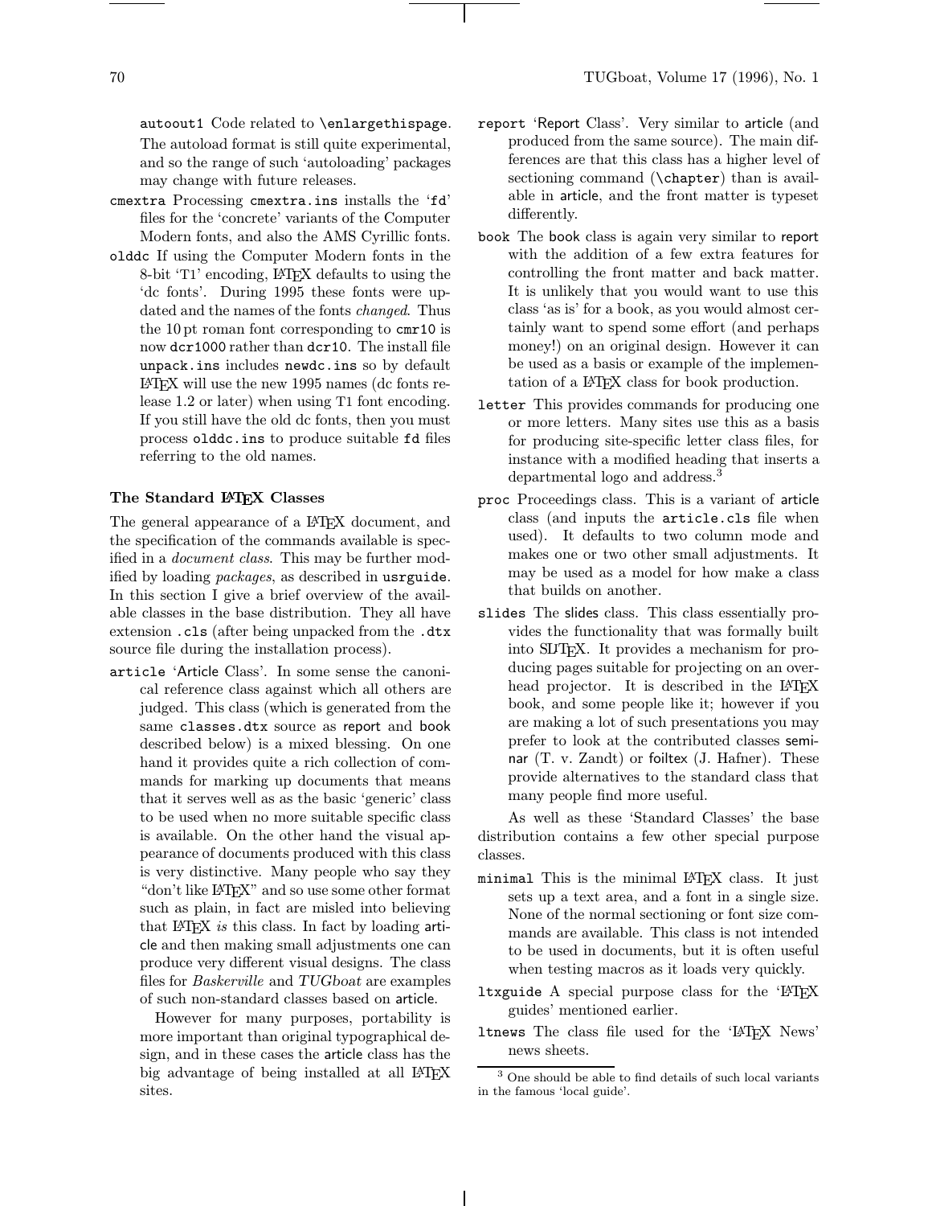autoout1 Code related to \enlargethispage. The autoload format is still quite experimental, and so the range of such 'autoloading' packages may change with future releases.

cmextra Processing cmextra.ins installs the 'fd' files for the 'concrete' variants of the Computer Modern fonts, and also the AMS Cyrillic fonts.

olddc If using the Computer Modern fonts in the 8-bit 'T1' encoding, LaTeX defaults to using the 'dc fonts'. During 1995 these fonts were updated and the names of the fonts *changed*. Thus the 10 pt roman font corresponding to cmr10 is now dcr1000 rather than dcr10. The install file unpack.ins includes newdc.ins so by default LaTeX will use the new 1995 names (dc fonts release 1.2 or later) when using T1 font encoding. If you still have the old dc fonts, then you must process olddc.ins to produce suitable fd files referring to the old names.

### The Standard LaTeX Classes

The general appearance of a LaTeX document, and the specification of the commands available is specified in a *document class*. This may be further modified by loading *packages*, as described in usrguide. In this section I give a brief overview of the available classes in the base distribution. They all have extension .cls (after being unpacked from the .dtx source file during the installation process).

article 'Article Class'. In some sense the canonical reference class against which all others are judged. This class (which is generated from the same classes.dtx source as report and book described below) is a mixed blessing. On one hand it provides quite a rich collection of commands for marking up documents that means that it serves well as as the basic 'generic' class to be used when no more suitable specific class is available. On the other hand the visual appearance of documents produced with this class is very distinctive. Many people who say they "don't like LaTeX" and so use some other format such as plain, in fact are misled into believing that LaTeX *is* this class. In fact by loading article and then making small adjustments one can produce very different visual designs. The class files for *Baskerville* and *TUGboat* are examples of such non-standard classes based on article.

However for many purposes, portability is more important than original typographical design, and in these cases the article class has the big advantage of being installed at all LaTeX sites.

report 'Report Class'. Very similar to article (and produced from the same source). The main differences are that this class has a higher level of sectioning command (\chapter) than is available in article, and the front matter is typeset differently.

book The book class is again very similar to report with the addition of a few extra features for controlling the front matter and back matter. It is unlikely that you would want to use this class 'as is' for a book, as you would almost certainly want to spend some effort (and perhaps money!) on an original design. However it can be used as a basis or example of the implementation of a LaTeX class for book production.

letter This provides commands for producing one or more letters. Many sites use this as a basis for producing site-specific letter class files, for instance with a modified heading that inserts a departmental logo and address.[3]

proc Proceedings class. This is a variant of article class (and inputs the article.cls file when used). It defaults to two column mode and makes one or two other small adjustments. It may be used as a model for how make a class that builds on another.

slides The slides class. This class essentially provides the functionality that was formally built into SliTeX. It provides a mechanism for producing pages suitable for projecting on an overhead projector. It is described in the LaTeX book, and some people like it; however if you are making a lot of such presentations you may prefer to look at the contributed classes seminar (T. v. Zandt) or foiltex (J. Hafner). These provide alternatives to the standard class that many people find more useful.

As well as these 'Standard Classes' the base distribution contains a few other special purpose classes.

minimal This is the minimal LaTeX class. It just sets up a text area, and a font in a single size. None of the normal sectioning or font size commands are available. This class is not intended to be used in documents, but it is often useful when testing macros as it loads very quickly.

ltxguide A special purpose class for the 'LaTeX guides' mentioned earlier.

ltnews The class file used for the 'LaTeX News' news sheets.

[3] One should be able to find details of such local variants in the famous 'local guide'.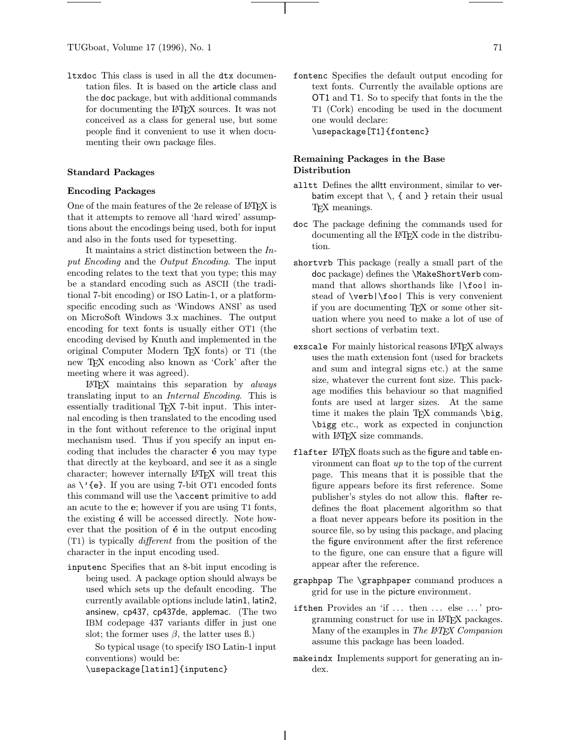`ltxdoc` This class is used in all the `dtx` documentation files. It is based on the article class and the doc package, but with additional commands for documenting the LaTeX sources. It was not conceived as a class for general use, but some people find it convenient to use it when documenting their own package files.

### Standard Packages

### Encoding Packages

One of the main features of the 2e release of LaTeX is that it attempts to remove all 'hard wired' assumptions about the encodings being used, both for input and also in the fonts used for typesetting.

It maintains a strict distinction between the *Input Encoding* and the *Output Encoding*. The input encoding relates to the text that you type; this may be a standard encoding such as ASCII (the traditional 7-bit encoding) or ISO Latin-1, or a platform-specific encoding such as 'Windows ANSI' as used on MicroSoft Windows 3.x machines. The output encoding for text fonts is usually either OT1 (the encoding devised by Knuth and implemented in the original Computer Modern TeX fonts) or T1 (the new TeX encoding also known as 'Cork' after the meeting where it was agreed).

LaTeX maintains this separation by *always* translating input to an *Internal Encoding*. This is essentially traditional TeX 7-bit input. This internal encoding is then translated to the encoding used in the font without reference to the original input mechanism used. Thus if you specify an input encoding that includes the character é you may type that directly at the keyboard, and see it as a single character; however internally LaTeX will treat this as `\'{e}`. If you are using 7-bit OT1 encoded fonts this command will use the `\accent` primitive to add an acute to the e; however if you are using T1 fonts, the existing é will be accessed directly. Note however that the position of é in the output encoding (T1) is typically *different* from the position of the character in the input encoding used.

`inputenc` Specifies that an 8-bit input encoding is being used. A package option should always be used which sets up the default encoding. The currently available options include latin1, latin2, ansinew, cp437, cp437de, applemac. (The two IBM codepage 437 variants differ in just one slot; the former uses $\beta$, the latter uses ß.)

So typical usage (to specify ISO Latin-1 input conventions) would be:
`\usepackage[latin1]{inputenc}`

`fontenc` Specifies the default output encoding for text fonts. Currently the available options are OT1 and T1. So to specify that fonts in the the T1 (Cork) encoding be used in the document one would declare:
`\usepackage[T1]{fontenc}`

### Remaining Packages in the Base Distribution

`alltt` Defines the alltt environment, similar to verbatim except that `\`, `{` and `}` retain their usual TeX meanings.

`doc` The package defining the commands used for documenting all the LaTeX code in the distribution.

`shortvrb` This package (really a small part of the doc package) defines the `\MakeShortVerb` command that allows shorthands like `|\foo|` instead of `\verb|\foo|` This is very convenient if you are documenting TeX or some other situation where you need to make a lot of use of short sections of verbatim text.

`exscale` For mainly historical reasons LaTeX always uses the math extension font (used for brackets and sum and integral signs etc.) at the same size, whatever the current font size. This package modifies this behaviour so that magnified fonts are used at larger sizes. At the same time it makes the plain TeX commands `\big`, `\bigg` etc., work as expected in conjunction with LaTeX size commands.

`flafter` LaTeX floats such as the figure and table environment can float *up* to the top of the current page. This means that it is possible that the figure appears before its first reference. Some publisher's styles do not allow this. flafter redefines the float placement algorithm so that a float never appears before its position in the source file, so by using this package, and placing the figure environment after the first reference to the figure, one can ensure that a figure will appear after the reference.

`graphpap` The `\graphpaper` command produces a grid for use in the picture environment.

`ifthen` Provides an 'if ... then ... else ...' programming construct for use in LaTeX packages. Many of the examples in *The LaTeX Companion* assume this package has been loaded.

`makeindx` Implements support for generating an index.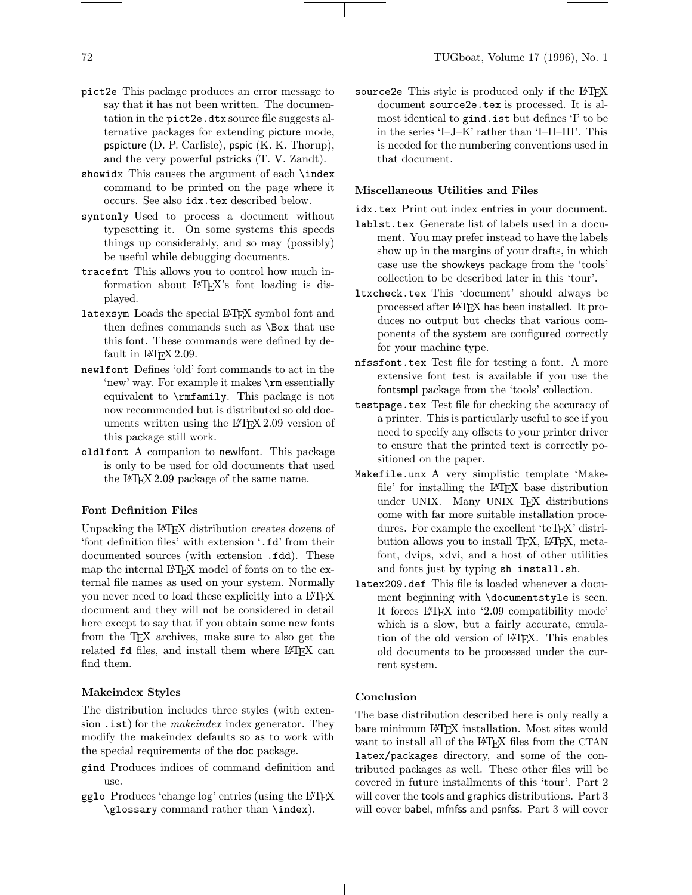pict2e This package produces an error message to say that it has not been written. The documentation in the pict2e.dtx source file suggests alternative packages for extending picture mode, pspicture (D. P. Carlisle), pspic (K. K. Thorup), and the very powerful pstricks (T. V. Zandt).

showidx This causes the argument of each \index command to be printed on the page where it occurs. See also idx.tex described below.

syntonly Used to process a document without typesetting it. On some systems this speeds things up considerably, and so may (possibly) be useful while debugging documents.

tracefnt This allows you to control how much information about LaTeX's font loading is displayed.

latexsym Loads the special LaTeX symbol font and then defines commands such as \Box that use this font. These commands were defined by default in LaTeX 2.09.

newlfont Defines 'old' font commands to act in the 'new' way. For example it makes \rm essentially equivalent to \rmfamily. This package is not now recommended but is distributed so old documents written using the LaTeX 2.09 version of this package still work.

oldlfont A companion to newlfont. This package is only to be used for old documents that used the LaTeX 2.09 package of the same name.

### Font Definition Files

Unpacking the LaTeX distribution creates dozens of 'font definition files' with extension '.fd' from their documented sources (with extension .fdd). These map the internal LaTeX model of fonts on to the external file names as used on your system. Normally you never need to load these explicitly into a LaTeX document and they will not be considered in detail here except to say that if you obtain some new fonts from the TeX archives, make sure to also get the related fd files, and install them where LaTeX can find them.

### Makeindex Styles

The distribution includes three styles (with extension .ist) for the *makeindex* index generator. They modify the makeindex defaults so as to work with the special requirements of the doc package.

gind Produces indices of command definition and use.

gglo Produces 'change log' entries (using the LaTeX \glossary command rather than \index).

source2e This style is produced only if the LaTeX document source2e.tex is processed. It is almost identical to gind.ist but defines 'I' to be in the series 'I–J–K' rather than 'I–II–III'. This is needed for the numbering conventions used in that document.

### Miscellaneous Utilities and Files

idx.tex Print out index entries in your document.

lablst.tex Generate list of labels used in a document. You may prefer instead to have the labels show up in the margins of your drafts, in which case use the showkeys package from the 'tools' collection to be described later in this 'tour'.

ltxcheck.tex This 'document' should always be processed after LaTeX has been installed. It produces no output but checks that various components of the system are configured correctly for your machine type.

nfssfont.tex Test file for testing a font. A more extensive font test is available if you use the fontsmpl package from the 'tools' collection.

testpage.tex Test file for checking the accuracy of a printer. This is particularly useful to see if you need to specify any offsets to your printer driver to ensure that the printed text is correctly positioned on the paper.

Makefile.unx A very simplistic template 'Makefile' for installing the LaTeX base distribution under UNIX. Many UNIX TeX distributions come with far more suitable installation procedures. For example the excellent 'teTeX' distribution allows you to install TeX, LaTeX, metafont, dvips, xdvi, and a host of other utilities and fonts just by typing sh install.sh.

latex209.def This file is loaded whenever a document beginning with \documentstyle is seen. It forces LaTeX into '2.09 compatibility mode' which is a slow, but a fairly accurate, emulation of the old version of LaTeX. This enables old documents to be processed under the current system.

### Conclusion

The base distribution described here is only really a bare minimum LaTeX installation. Most sites would want to install all of the LaTeX files from the CTAN latex/packages directory, and some of the contributed packages as well. These other files will be covered in future installments of this 'tour'. Part 2 will cover the tools and graphics distributions. Part 3 will cover babel, mfnfss and psnfss. Part 3 will cover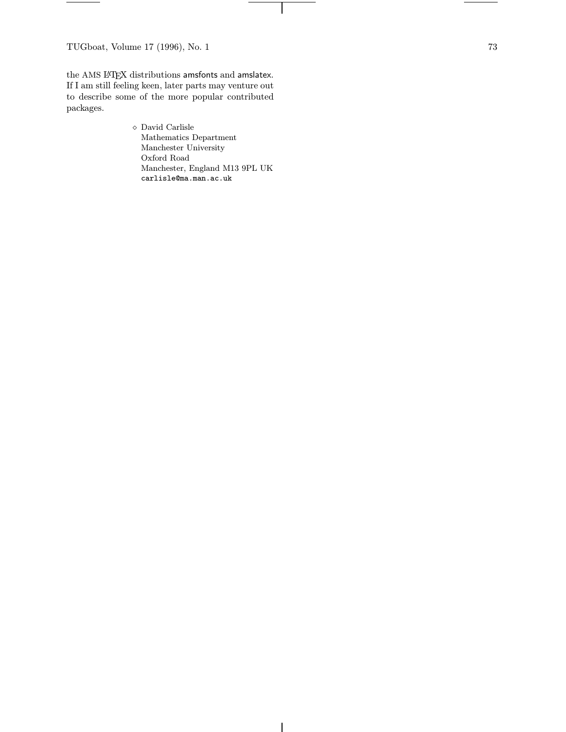the AMS LaTeX distributions amsfonts and amslatex. If I am still feeling keen, later parts may venture out to describe some of the more popular contributed packages.

⋄ David Carlisle
Mathematics Department
Manchester University
Oxford Road
Manchester, England M13 9PL UK
carlisle@ma.man.ac.uk